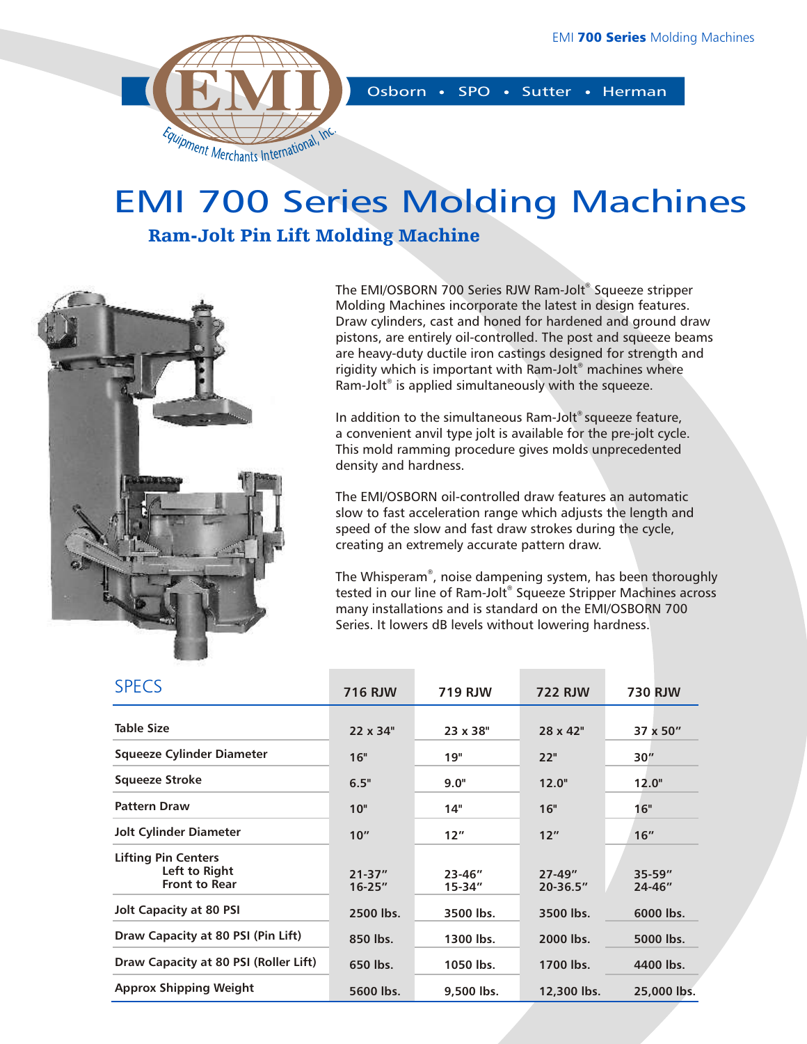Osborn • SPO • Sutter • Herman

# EMI 700 Series Molding Machines

## Ram-Jolt Pin Lift Molding Machine

The EMI/OSBORN 700 Series RJW Ram-Jolt® Squeeze stripper Molding Machines incorporate the latest in design features. Draw cylinders, cast and honed for hardened and ground draw pistons, are entirely oil-controlled. The post and squeeze beams are heavy-duty ductile iron castings designed for strength and rigidity which is important with Ram-Jolt® machines where Ram-Jolt® is applied simultaneously with the squeeze.

In addition to the simultaneous Ram-Jolt® squeeze feature, a convenient anvil type jolt is available for the pre-jolt cycle. This mold ramming procedure gives molds unprecedented density and hardness.

The EMI/OSBORN oil-controlled draw features an automatic slow to fast acceleration range which adjusts the length and speed of the slow and fast draw strokes during the cycle, creating an extremely accurate pattern draw.

The Whisperam®, noise dampening system, has been thoroughly tested in our line of Ram-Jolt® Squeeze Stripper Machines across many installations and is standard on the EMI/OSBORN 700 Series. It lowers dB levels without lowering hardness.

| SPECS | 716 RJW | 719 RJW | 722 RJW | 730 RJW |
|---|---|---|---|---|
| **Table Size** | 22 x 34" | 23 x 38" | 28 x 42" | 37 x 50″ |
| **Squeeze Cylinder Diameter** | 16" | 19" | 22" | 30″ |
| **Squeeze Stroke** | 6.5" | 9.0" | 12.0" | 12.0" |
| **Pattern Draw** | 10" | 14" | 16" | 16" |
| **Jolt Cylinder Diameter** | 10″ | 12″ | 12″ | 16″ |
| **Lifting Pin Centers** Left to Right / Front to Rear | 21-37″ / 16-25″ | 23-46″ / 15-34″ | 27-49″ / 20-36.5″ | 35-59″ / 24-46″ |
| **Jolt Capacity at 80 PSI** | 2500 lbs. | 3500 lbs. | 3500 lbs. | 6000 lbs. |
| **Draw Capacity at 80 PSI (Pin Lift)** | 850 lbs. | 1300 lbs. | 2000 lbs. | 5000 lbs. |
| **Draw Capacity at 80 PSI (Roller Lift)** | 650 lbs. | 1050 lbs. | 1700 lbs. | 4400 lbs. |
| **Approx Shipping Weight** | 5600 lbs. | 9,500 lbs. | 12,300 lbs. | 25,000 lbs. |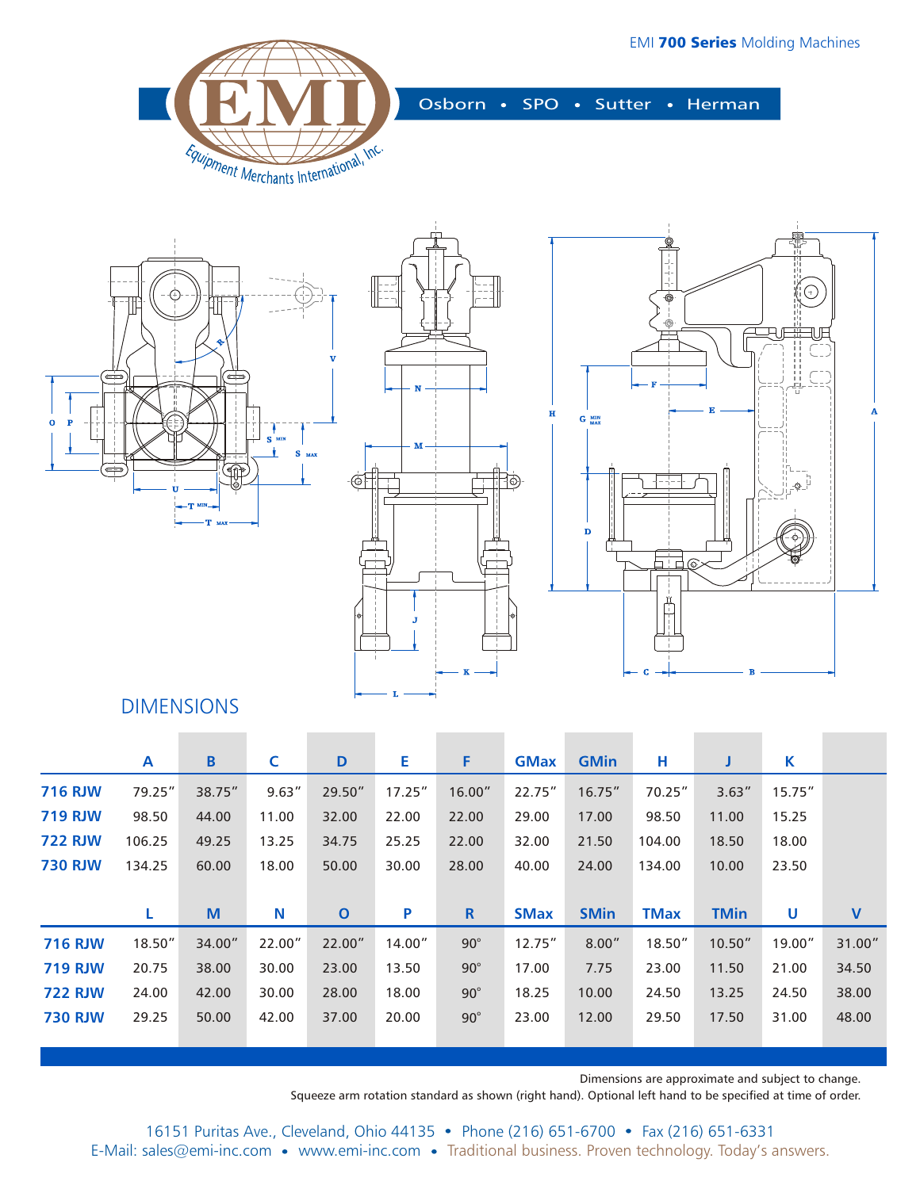EMI **700 Series** Molding Machines

EMI — Equipment Merchants International, Inc.

Osborn • SPO • Sutter • Herman

## DIMENSIONS

| | A | B | C | D | E | F | GMax | GMin | H | J | K | |
|---|---|---|---|---|---|---|---|---|---|---|---|---|
| **716 RJW** | 79.25″ | 38.75″ | 9.63″ | 29.50″ | 17.25″ | 16.00″ | 22.75″ | 16.75″ | 70.25″ | 3.63″ | 15.75″ | |
| **719 RJW** | 98.50 | 44.00 | 11.00 | 32.00 | 22.00 | 22.00 | 29.00 | 17.00 | 98.50 | 11.00 | 15.25 | |
| **722 RJW** | 106.25 | 49.25 | 13.25 | 34.75 | 25.25 | 22.00 | 32.00 | 21.50 | 104.00 | 18.50 | 18.00 | |
| **730 RJW** | 134.25 | 60.00 | 18.00 | 50.00 | 30.00 | 28.00 | 40.00 | 24.00 | 134.00 | 10.00 | 23.50 | |

| | L | M | N | O | P | R | SMax | SMin | TMax | TMin | U | V |
|---|---|---|---|---|---|---|---|---|---|---|---|---|
| **716 RJW** | 18.50″ | 34.00″ | 22.00″ | 22.00″ | 14.00″ | 90° | 12.75″ | 8.00″ | 18.50″ | 10.50″ | 19.00″ | 31.00″ |
| **719 RJW** | 20.75 | 38.00 | 30.00 | 23.00 | 13.50 | 90° | 17.00 | 7.75 | 23.00 | 11.50 | 21.00 | 34.50 |
| **722 RJW** | 24.00 | 42.00 | 30.00 | 28.00 | 18.00 | 90° | 18.25 | 10.00 | 24.50 | 13.25 | 24.50 | 38.00 |
| **730 RJW** | 29.25 | 50.00 | 42.00 | 37.00 | 20.00 | 90° | 23.00 | 12.00 | 29.50 | 17.50 | 31.00 | 48.00 |

Dimensions are approximate and subject to change.
Squeeze arm rotation standard as shown (right hand). Optional left hand to be specified at time of order.

16151 Puritas Ave., Cleveland, Ohio 44135 • Phone (216) 651-6700 • Fax (216) 651-6331
E-Mail: sales@emi-inc.com • www.emi-inc.com • Traditional business. Proven technology. Today's answers.